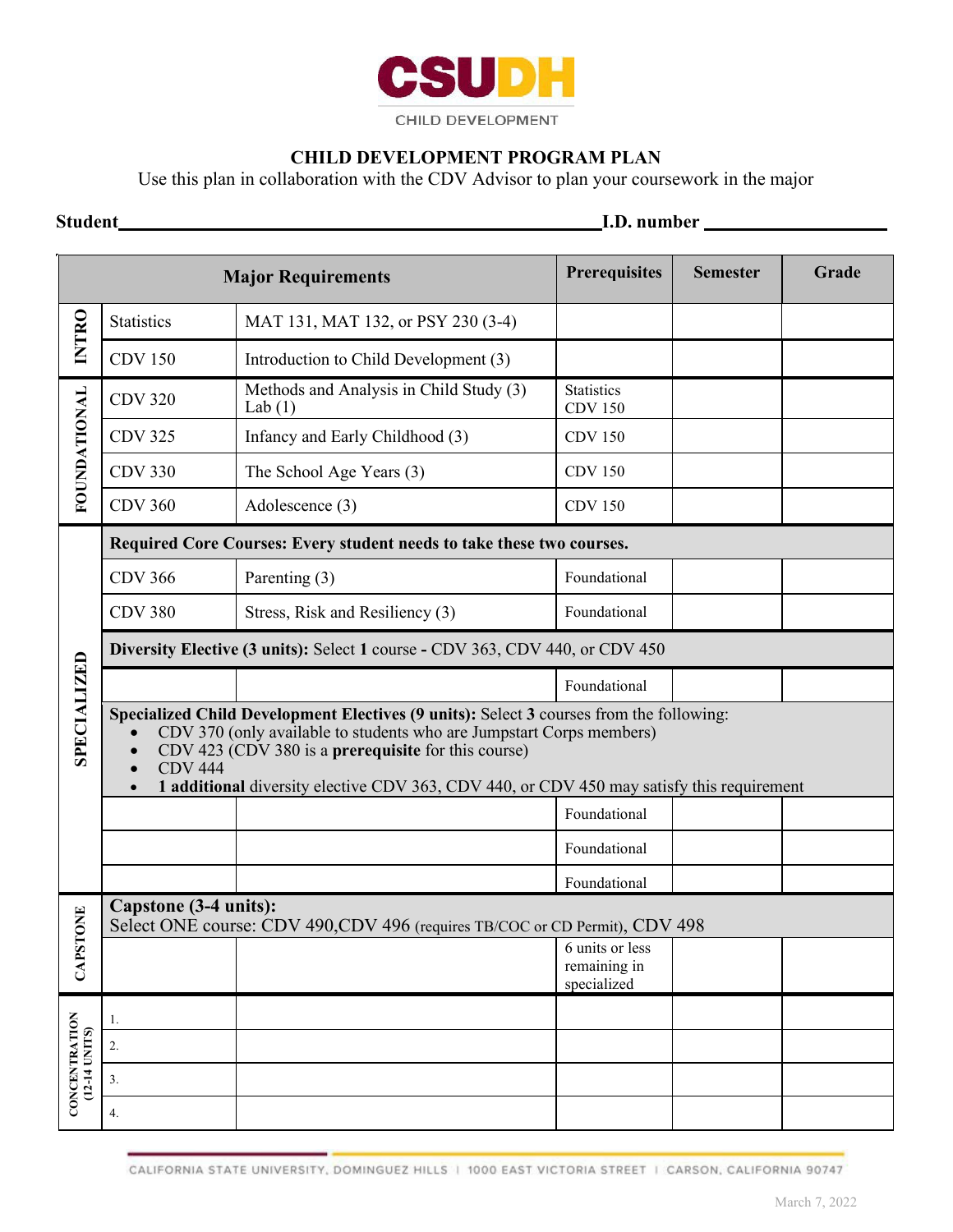# CSUDH

CHILD DEVELOPMENT

## CHILD DEVELOPMENT PROGRAM PLAN

Use this plan in collaboration with the CDV Advisor to plan your coursework in the major

**Student**\_\_\_\_\_\_\_\_\_\_\_\_\_\_\_\_\_\_\_\_\_\_\_\_\_\_\_\_\_\_\_\_\_\_\_\_\_\_\_\_ **I.D. number** \_\_\_\_\_\_\_\_\_\_\_\_\_\_\_\_

| | Major Requirements | | Prerequisites | Semester | Grade |
|---|---|---|---|---|---|
| INTRO | Statistics | MAT 131, MAT 132, or PSY 230 (3-4) | | | |
| INTRO | CDV 150 | Introduction to Child Development (3) | | | |
| FOUNDATIONAL | CDV 320 | Methods and Analysis in Child Study (3) Lab (1) | Statistics CDV 150 | | |
| FOUNDATIONAL | CDV 325 | Infancy and Early Childhood (3) | CDV 150 | | |
| FOUNDATIONAL | CDV 330 | The School Age Years (3) | CDV 150 | | |
| FOUNDATIONAL | CDV 360 | Adolescence (3) | CDV 150 | | |
| SPECIALIZED | **Required Core Courses: Every student needs to take these two courses.** | | | | |
| SPECIALIZED | CDV 366 | Parenting (3) | Foundational | | |
| SPECIALIZED | CDV 380 | Stress, Risk and Resiliency (3) | Foundational | | |
| SPECIALIZED | **Diversity Elective (3 units):** Select **1** course - CDV 363, CDV 440, or CDV 450 | | | | |
| SPECIALIZED | | | Foundational | | |
| SPECIALIZED | **Specialized Child Development Electives (9 units):** Select **3** courses from the following:<br>• CDV 370 (only available to students who are Jumpstart Corps members)<br>• CDV 423 (CDV 380 is a **prerequisite** for this course)<br>• CDV 444<br>• **1 additional** diversity elective CDV 363, CDV 440, or CDV 450 may satisfy this requirement | | | | |
| SPECIALIZED | | | Foundational | | |
| SPECIALIZED | | | Foundational | | |
| SPECIALIZED | | | Foundational | | |
| CAPSTONE | **Capstone (3-4 units):**<br>Select ONE course: CDV 490, CDV 496 (requires TB/COC or CD Permit), CDV 498 | | | | |
| CAPSTONE | | | 6 units or less remaining in specialized | | |
| CONCENTRATION (12-14 UNITS) | 1. | | | | |
| CONCENTRATION (12-14 UNITS) | 2. | | | | |
| CONCENTRATION (12-14 UNITS) | 3. | | | | |
| CONCENTRATION (12-14 UNITS) | 4. | | | | |

CALIFORNIA STATE UNIVERSITY, DOMINGUEZ HILLS | 1000 EAST VICTORIA STREET | CARSON, CALIFORNIA 90747

March 7, 2022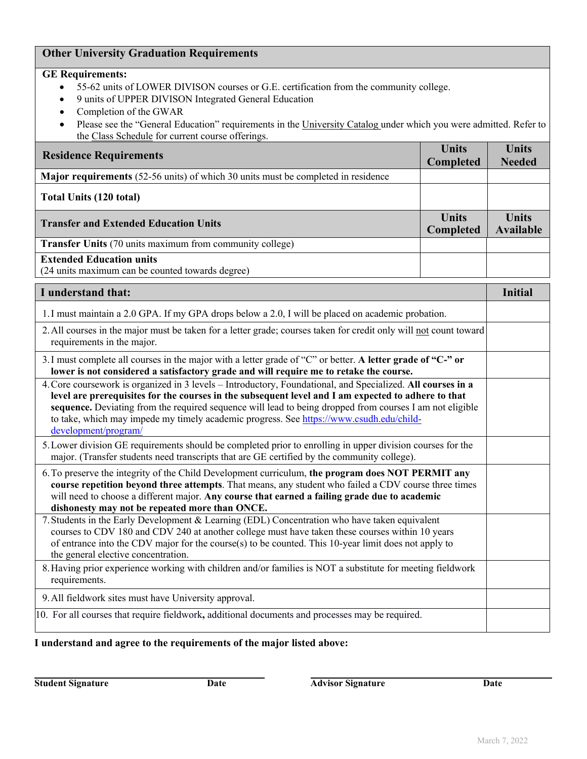## Other University Graduation Requirements

**GE Requirements:**

- 55-62 units of LOWER DIVISON courses or G.E. certification from the community college.
- 9 units of UPPER DIVISON Integrated General Education
- Completion of the GWAR
- Please see the "General Education" requirements in the University Catalog under which you were admitted. Refer to the Class Schedule for current course offerings.

| Residence Requirements | Units Completed | Units Needed |
|---|---|---|
| **Major requirements** (52-56 units) of which 30 units must be completed in residence | | |
| **Total Units (120 total)** | | |

| Transfer and Extended Education Units | Units Completed | Units Available |
|---|---|---|
| **Transfer Units** (70 units maximum from community college) | | |
| **Extended Education units** (24 units maximum can be counted towards degree) | | |

| I understand that: | Initial |
|---|---|
| 1. I must maintain a 2.0 GPA. If my GPA drops below a 2.0, I will be placed on academic probation. | |
| 2. All courses in the major must be taken for a letter grade; courses taken for credit only will not count toward requirements in the major. | |
| 3. I must complete all courses in the major with a letter grade of "C" or better. **A letter grade of "C-" or lower is not considered a satisfactory grade and will require me to retake the course.** | |
| 4. Core coursework is organized in 3 levels – Introductory, Foundational, and Specialized. **All courses in a level are prerequisites for the courses in the subsequent level and I am expected to adhere to that sequence.** Deviating from the required sequence will lead to being dropped from courses I am not eligible to take, which may impede my timely academic progress. See https://www.csudh.edu/child-development/program/ | |
| 5. Lower division GE requirements should be completed prior to enrolling in upper division courses for the major. (Transfer students need transcripts that are GE certified by the community college). | |
| 6. To preserve the integrity of the Child Development curriculum, **the program does NOT PERMIT any course repetition beyond three attempts**. That means, any student who failed a CDV course three times will need to choose a different major. **Any course that earned a failing grade due to academic dishonesty may not be repeated more than ONCE.** | |
| 7. Students in the Early Development & Learning (EDL) Concentration who have taken equivalent courses to CDV 180 and CDV 240 at another college must have taken these courses within 10 years of entrance into the CDV major for the course(s) to be counted. This 10-year limit does not apply to the general elective concentration. | |
| 8. Having prior experience working with children and/or families is NOT a substitute for meeting fieldwork requirements. | |
| 9. All fieldwork sites must have University approval. | |
| 10. For all courses that require fieldwork**,** additional documents and processes may be required. | |

**I understand and agree to the requirements of the major listed above:**

**Student Signature** **Date**

**Advisor Signature** **Date**

March 7, 2022